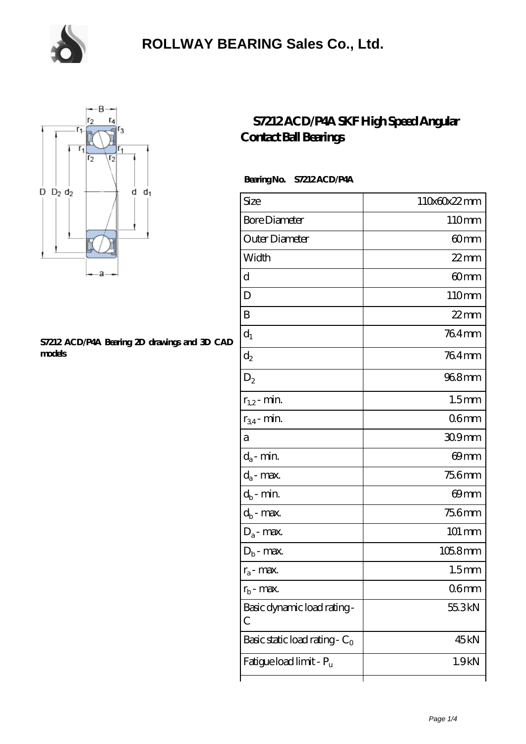# ROLLWAY BEARING Sales Co., Ltd.

## S7212 ACD/P4A SKF High Speed Angular Contact Ball Bearings

**S7212 ACD/P4A Bearing 2D drawings and 3D CAD models**

**Bearing No. S7212 ACD/P4A**

| Size | 110x60x22 mm |
|---|---|
| Bore Diameter | 110 mm |
| Outer Diameter | 60 mm |
| Width | 22 mm |
| d | 60 mm |
| D | 110 mm |
| B | 22 mm |
| $d_1$ | 76.4 mm |
| $d_2$ | 76.4 mm |
| $D_2$ | 96.8 mm |
| $r_{1,2}$ - min. | 1.5 mm |
| $r_{3,4}$ - min. | 0.6 mm |
| a | 30.9 mm |
| $d_a$ - min. | 69 mm |
| $d_a$ - max. | 75.6 mm |
| $d_b$ - min. | 69 mm |
| $d_b$ - max. | 75.6 mm |
| $D_a$ - max. | 101 mm |
| $D_b$ - max. | 105.8 mm |
| $r_a$ - max. | 1.5 mm |
| $r_b$ - max. | 0.6 mm |
| Basic dynamic load rating - C | 55.3 kN |
| Basic static load rating - $C_0$ | 45 kN |
| Fatigue load limit - $P_u$ | 1.9 kN |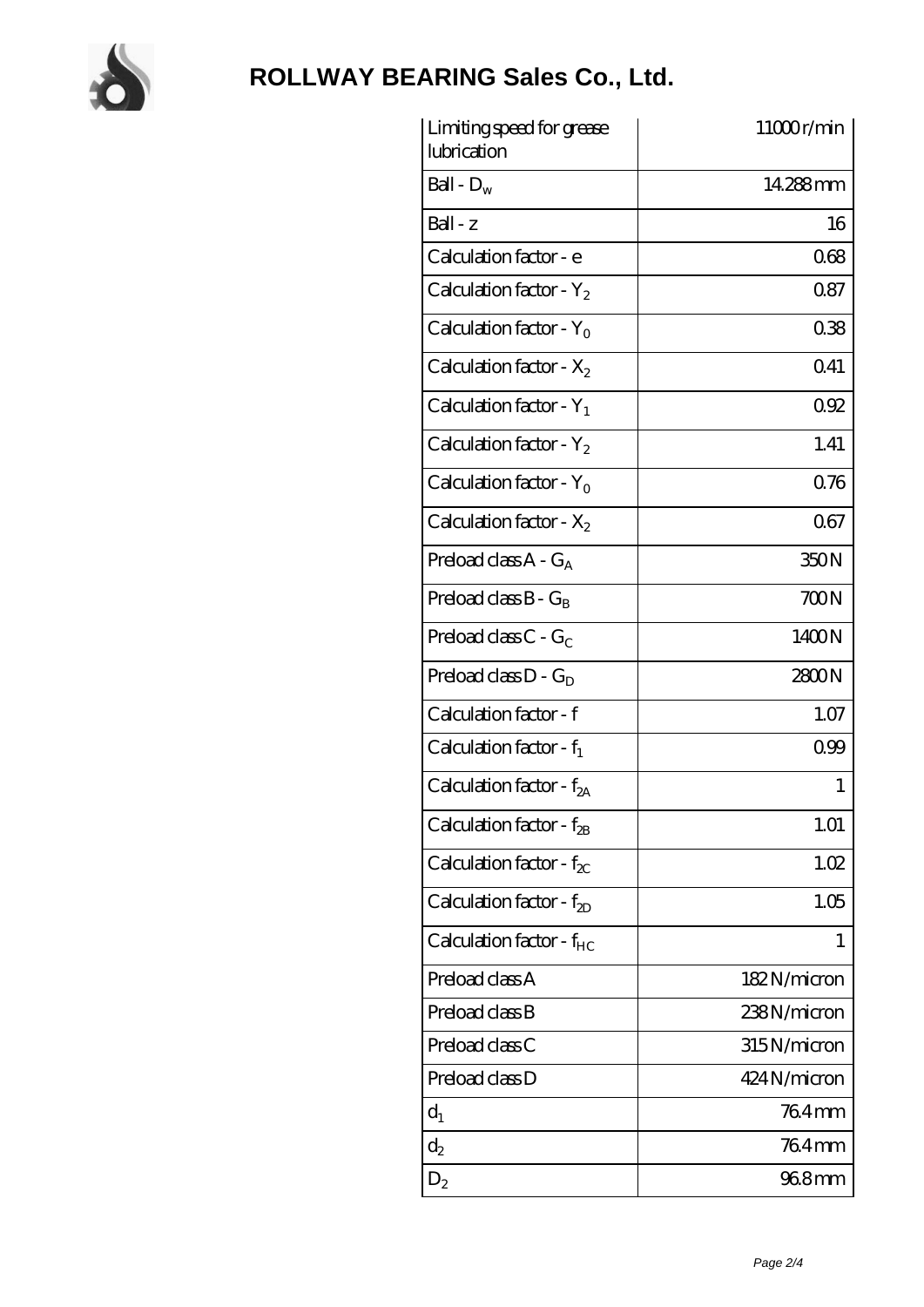# ROLLWAY BEARING Sales Co., Ltd.

| | |
|---|---|
| Limiting speed for grease lubrication | 11000 r/min |
| Ball - $D_w$ | 14.288 mm |
| Ball - z | 16 |
| Calculation factor - e | 0.68 |
| Calculation factor - $Y_2$ | 0.87 |
| Calculation factor - $Y_0$ | 0.38 |
| Calculation factor - $X_2$ | 0.41 |
| Calculation factor - $Y_1$ | 0.92 |
| Calculation factor - $Y_2$ | 1.41 |
| Calculation factor - $Y_0$ | 0.76 |
| Calculation factor - $X_2$ | 0.67 |
| Preload class A - $G_A$ | 350 N |
| Preload class B - $G_B$ | 700 N |
| Preload class C - $G_C$ | 1400 N |
| Preload class D - $G_D$ | 2800 N |
| Calculation factor - f | 1.07 |
| Calculation factor - $f_1$ | 0.99 |
| Calculation factor - $f_{2A}$ | 1 |
| Calculation factor - $f_{2B}$ | 1.01 |
| Calculation factor - $f_{2C}$ | 1.02 |
| Calculation factor - $f_{2D}$ | 1.05 |
| Calculation factor - $f_{HC}$ | 1 |
| Preload class A | 182 N/micron |
| Preload class B | 238 N/micron |
| Preload class C | 315 N/micron |
| Preload class D | 424 N/micron |
| $d_1$ | 76.4 mm |
| $d_2$ | 76.4 mm |
| $D_2$ | 96.8 mm |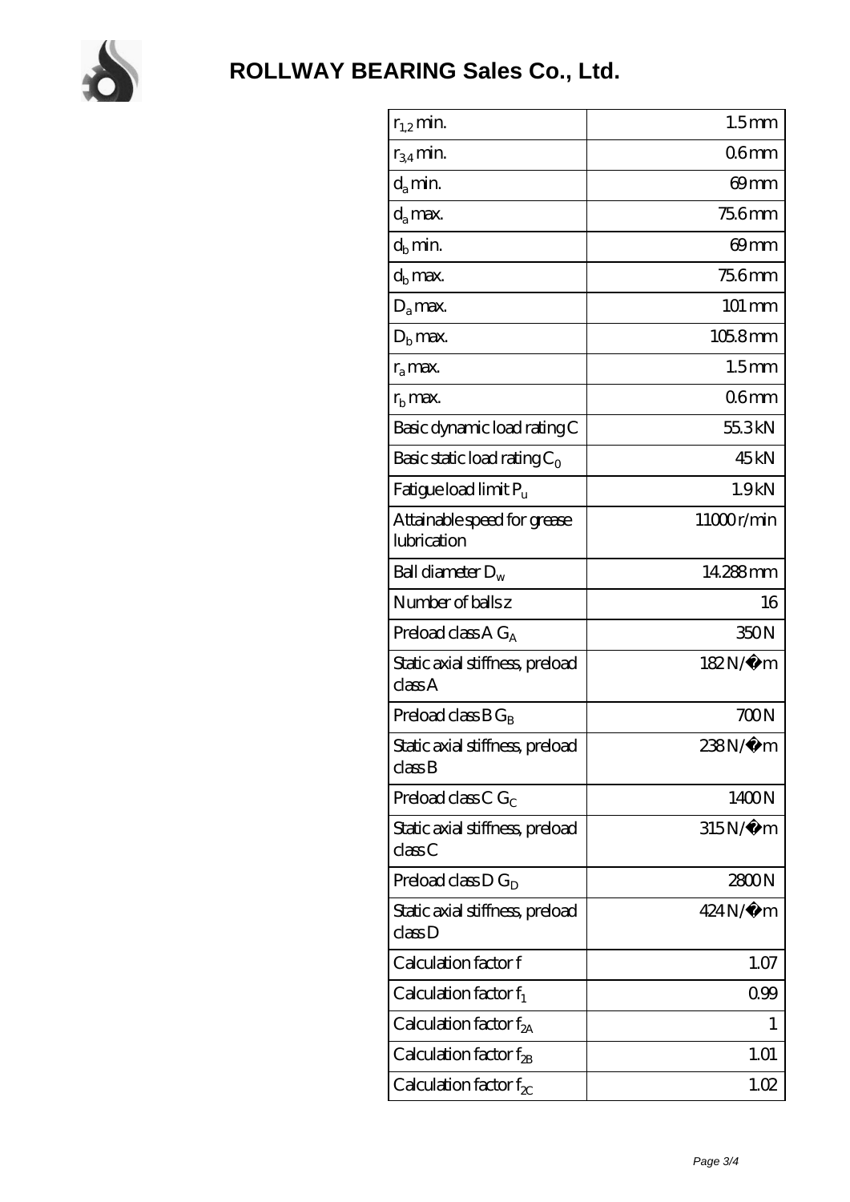# ROLLWAY BEARING Sales Co., Ltd.

| | |
|---|---|
| $r_{1,2}$ min. | 1.5 mm |
| $r_{3,4}$ min. | 0.6 mm |
| $d_a$ min. | 69 mm |
| $d_a$ max. | 75.6 mm |
| $d_b$ min. | 69 mm |
| $d_b$ max. | 75.6 mm |
| $D_a$ max. | 101 mm |
| $D_b$ max. | 105.8 mm |
| $r_a$ max. | 1.5 mm |
| $r_b$ max. | 0.6 mm |
| Basic dynamic load rating C | 55.3 kN |
| Basic static load rating $C_0$ | 45 kN |
| Fatigue load limit $P_u$ | 1.9 kN |
| Attainable speed for grease lubrication | 11000 r/min |
| Ball diameter $D_w$ | 14.288 mm |
| Number of balls z | 16 |
| Preload class A $G_A$ | 350 N |
| Static axial stiffness, preload class A | 182 N/µm |
| Preload class B $G_B$ | 700 N |
| Static axial stiffness, preload class B | 238 N/µm |
| Preload class C $G_C$ | 1400 N |
| Static axial stiffness, preload class C | 315 N/µm |
| Preload class D $G_D$ | 2800 N |
| Static axial stiffness, preload class D | 424 N/µm |
| Calculation factor f | 1.07 |
| Calculation factor $f_1$ | 0.99 |
| Calculation factor $f_{2A}$ | 1 |
| Calculation factor $f_{2B}$ | 1.01 |
| Calculation factor $f_{2C}$ | 1.02 |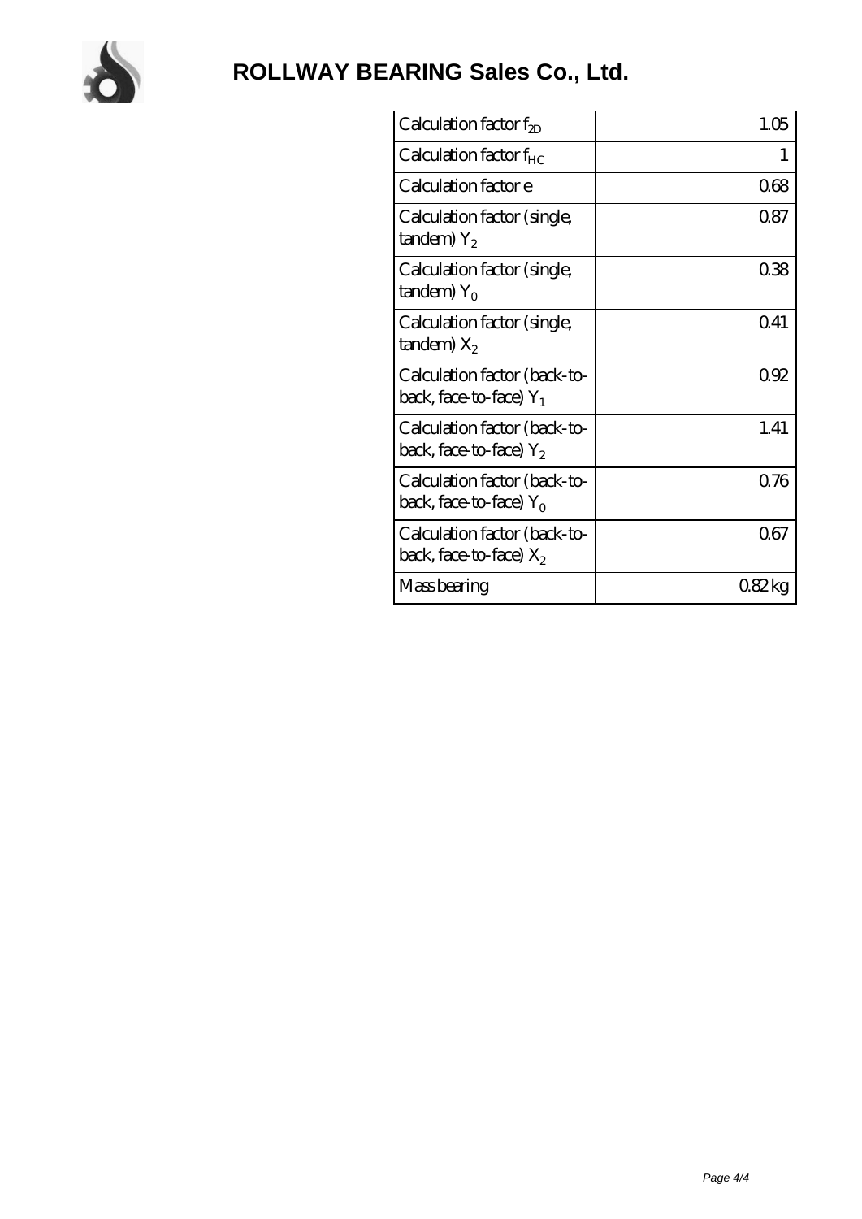| | |
|---|---|
| Calculation factor $f_{2D}$ | 1.05 |
| Calculation factor $f_{HC}$ | 1 |
| Calculation factor e | 0.68 |
| Calculation factor (single, tandem) $Y_2$ | 0.87 |
| Calculation factor (single, tandem) $Y_0$ | 0.38 |
| Calculation factor (single, tandem) $X_2$ | 0.41 |
| Calculation factor (back-to-back, face-to-face) $Y_1$ | 0.92 |
| Calculation factor (back-to-back, face-to-face) $Y_2$ | 1.41 |
| Calculation factor (back-to-back, face-to-face) $Y_0$ | 0.76 |
| Calculation factor (back-to-back, face-to-face) $X_2$ | 0.67 |
| Mass bearing | 0.82 kg |